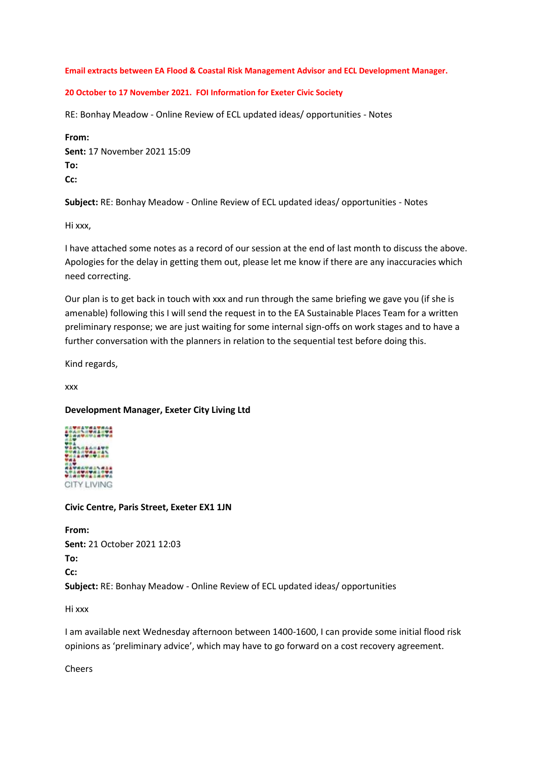**Email extracts between EA Flood & Coastal Risk Management Advisor and ECL Development Manager.**

**20 October to 17 November 2021. FOI Information for Exeter Civic Society**

RE: Bonhay Meadow - Online Review of ECL updated ideas/ opportunities - Notes

**From:**
**Sent:** 17 November 2021 15:09
**To:**
**Cc:**

**Subject:** RE: Bonhay Meadow - Online Review of ECL updated ideas/ opportunities - Notes

Hi xxx,

I have attached some notes as a record of our session at the end of last month to discuss the above. Apologies for the delay in getting them out, please let me know if there are any inaccuracies which need correcting.

Our plan is to get back in touch with xxx and run through the same briefing we gave you (if she is amenable) following this I will send the request in to the EA Sustainable Places Team for a written preliminary response; we are just waiting for some internal sign-offs on work stages and to have a further conversation with the planners in relation to the sequential test before doing this.

Kind regards,

xxx

**Development Manager, Exeter City Living Ltd**

CITY LIVING

**Civic Centre, Paris Street, Exeter EX1 1JN**

**From:**
**Sent:** 21 October 2021 12:03
**To:**
**Cc:**
**Subject:** RE: Bonhay Meadow - Online Review of ECL updated ideas/ opportunities

Hi xxx

I am available next Wednesday afternoon between 1400-1600, I can provide some initial flood risk opinions as 'preliminary advice', which may have to go forward on a cost recovery agreement.

Cheers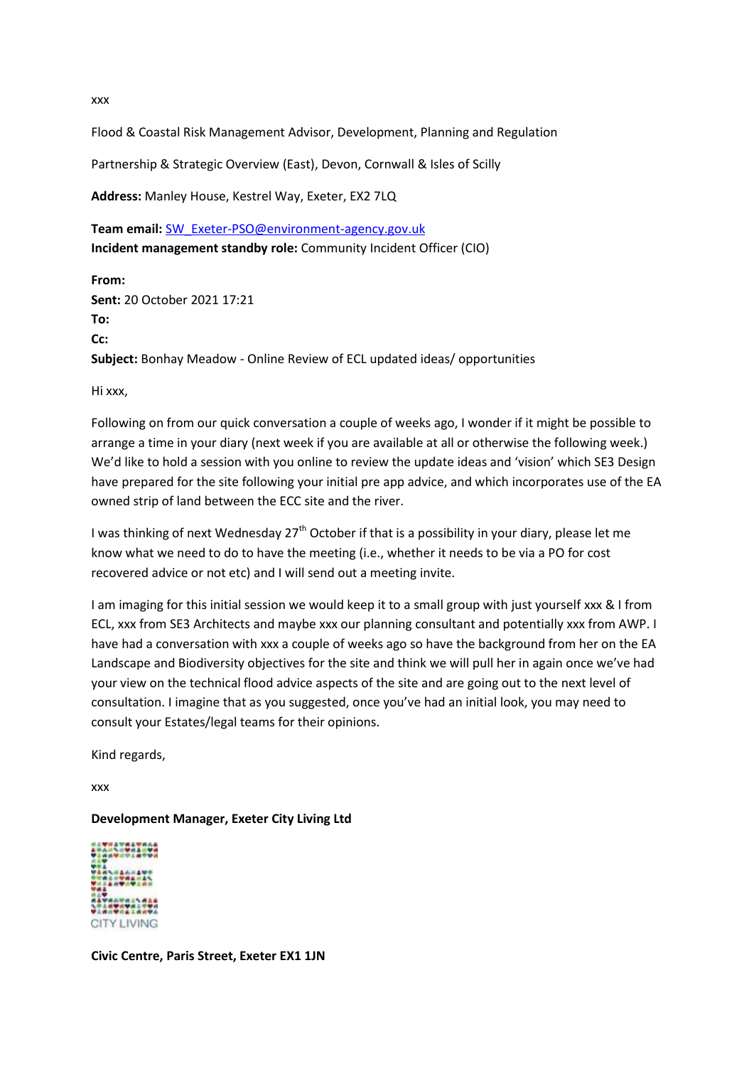xxx

Flood & Coastal Risk Management Advisor, Development, Planning and Regulation

Partnership & Strategic Overview (East), Devon, Cornwall & Isles of Scilly

**Address:** Manley House, Kestrel Way, Exeter, EX2 7LQ

**Team email:** SW_Exeter-PSO@environment-agency.gov.uk
**Incident management standby role:** Community Incident Officer (CIO)

**From:**
**Sent:** 20 October 2021 17:21
**To:**
**Cc:**
**Subject:** Bonhay Meadow - Online Review of ECL updated ideas/ opportunities

Hi xxx,

Following on from our quick conversation a couple of weeks ago, I wonder if it might be possible to arrange a time in your diary (next week if you are available at all or otherwise the following week.) We'd like to hold a session with you online to review the update ideas and 'vision' which SE3 Design have prepared for the site following your initial pre app advice, and which incorporates use of the EA owned strip of land between the ECC site and the river.

I was thinking of next Wednesday 27th October if that is a possibility in your diary, please let me know what we need to do to have the meeting (i.e., whether it needs to be via a PO for cost recovered advice or not etc) and I will send out a meeting invite.

I am imaging for this initial session we would keep it to a small group with just yourself xxx & I from ECL, xxx from SE3 Architects and maybe xxx our planning consultant and potentially xxx from AWP. I have had a conversation with xxx a couple of weeks ago so have the background from her on the EA Landscape and Biodiversity objectives for the site and think we will pull her in again once we've had your view on the technical flood advice aspects of the site and are going out to the next level of consultation. I imagine that as you suggested, once you've had an initial look, you may need to consult your Estates/legal teams for their opinions.

Kind regards,

xxx

**Development Manager, Exeter City Living Ltd**

CITY LIVING

**Civic Centre, Paris Street, Exeter EX1 1JN**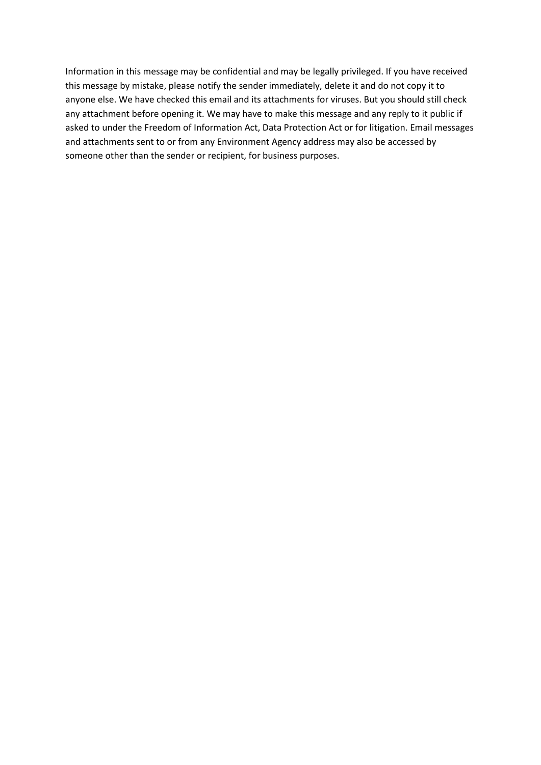Information in this message may be confidential and may be legally privileged. If you have received this message by mistake, please notify the sender immediately, delete it and do not copy it to anyone else. We have checked this email and its attachments for viruses. But you should still check any attachment before opening it. We may have to make this message and any reply to it public if asked to under the Freedom of Information Act, Data Protection Act or for litigation. Email messages and attachments sent to or from any Environment Agency address may also be accessed by someone other than the sender or recipient, for business purposes.